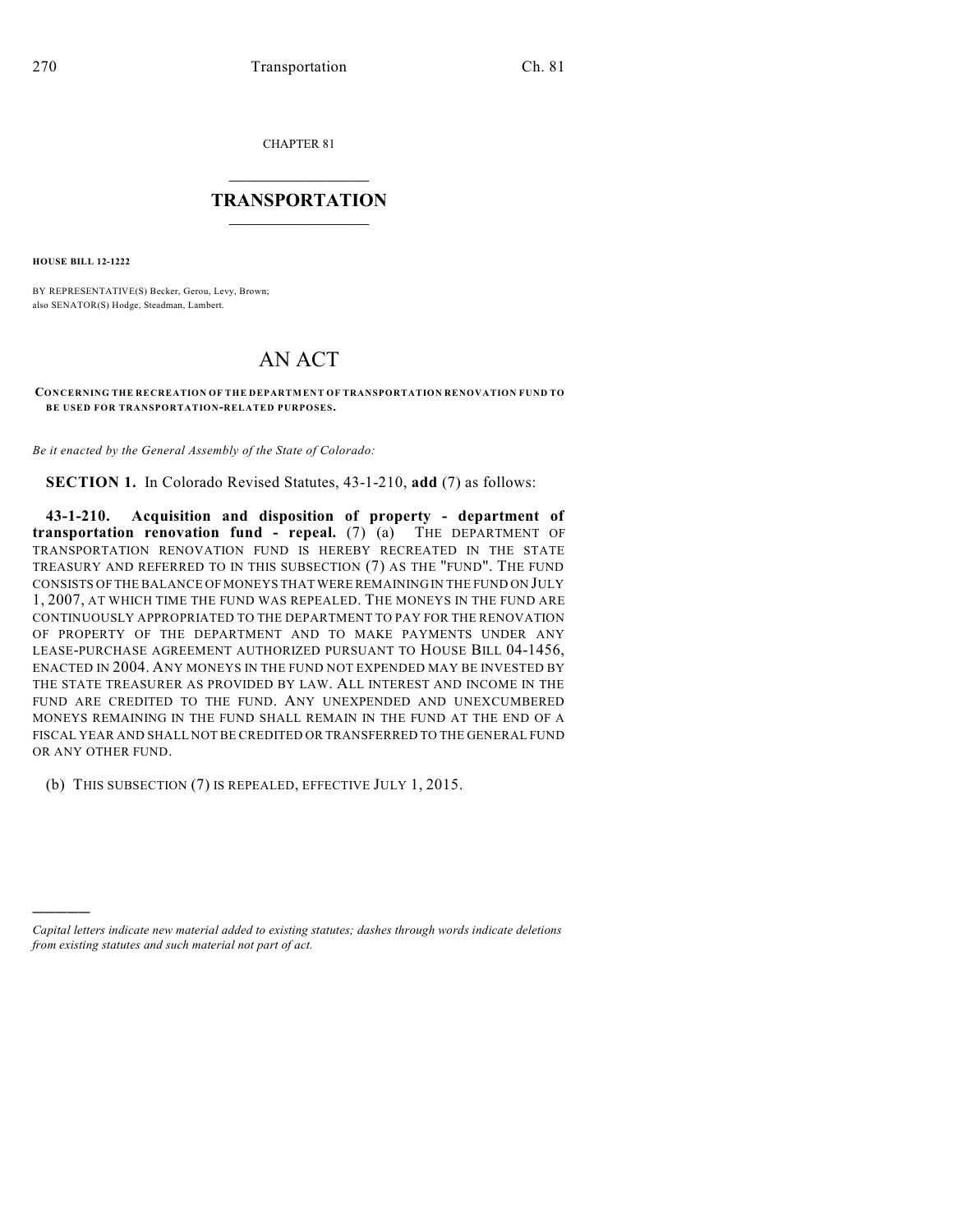CHAPTER 81

# TRANSPORTATION

**HOUSE BILL 12-1222**

BY REPRESENTATIVE(S) Becker, Gerou, Levy, Brown;
also SENATOR(S) Hodge, Steadman, Lambert.

# AN ACT

**CONCERNING THE RECREATION OF THE DEPARTMENT OF TRANSPORTATION RENOVATION FUND TO BE USED FOR TRANSPORTATION-RELATED PURPOSES.**

*Be it enacted by the General Assembly of the State of Colorado:*

**SECTION 1.** In Colorado Revised Statutes, 43-1-210, **add** (7) as follows:

**43-1-210. Acquisition and disposition of property - department of transportation renovation fund - repeal.** (7) (a) THE DEPARTMENT OF TRANSPORTATION RENOVATION FUND IS HEREBY RECREATED IN THE STATE TREASURY AND REFERRED TO IN THIS SUBSECTION (7) AS THE "FUND". THE FUND CONSISTS OF THE BALANCE OF MONEYS THAT WERE REMAINING IN THE FUND ON JULY 1, 2007, AT WHICH TIME THE FUND WAS REPEALED. THE MONEYS IN THE FUND ARE CONTINUOUSLY APPROPRIATED TO THE DEPARTMENT TO PAY FOR THE RENOVATION OF PROPERTY OF THE DEPARTMENT AND TO MAKE PAYMENTS UNDER ANY LEASE-PURCHASE AGREEMENT AUTHORIZED PURSUANT TO HOUSE BILL 04-1456, ENACTED IN 2004. ANY MONEYS IN THE FUND NOT EXPENDED MAY BE INVESTED BY THE STATE TREASURER AS PROVIDED BY LAW. ALL INTEREST AND INCOME IN THE FUND ARE CREDITED TO THE FUND. ANY UNEXPENDED AND UNEXCUMBERED MONEYS REMAINING IN THE FUND SHALL REMAIN IN THE FUND AT THE END OF A FISCAL YEAR AND SHALL NOT BE CREDITED OR TRANSFERRED TO THE GENERAL FUND OR ANY OTHER FUND.

(b) THIS SUBSECTION (7) IS REPEALED, EFFECTIVE JULY 1, 2015.

---

*Capital letters indicate new material added to existing statutes; dashes through words indicate deletions from existing statutes and such material not part of act.*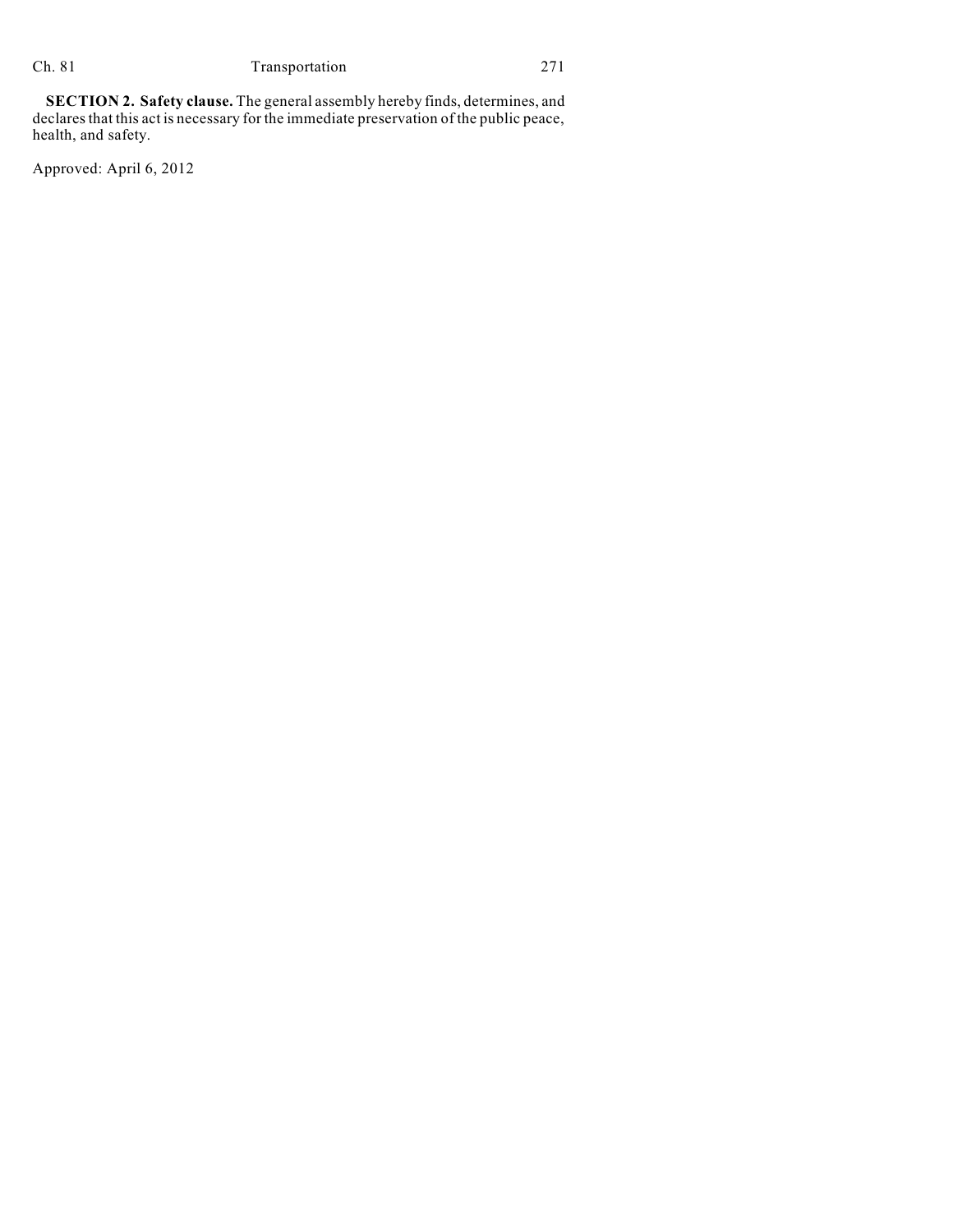**SECTION 2. Safety clause.** The general assembly hereby finds, determines, and declares that this act is necessary for the immediate preservation of the public peace, health, and safety.

Approved: April 6, 2012